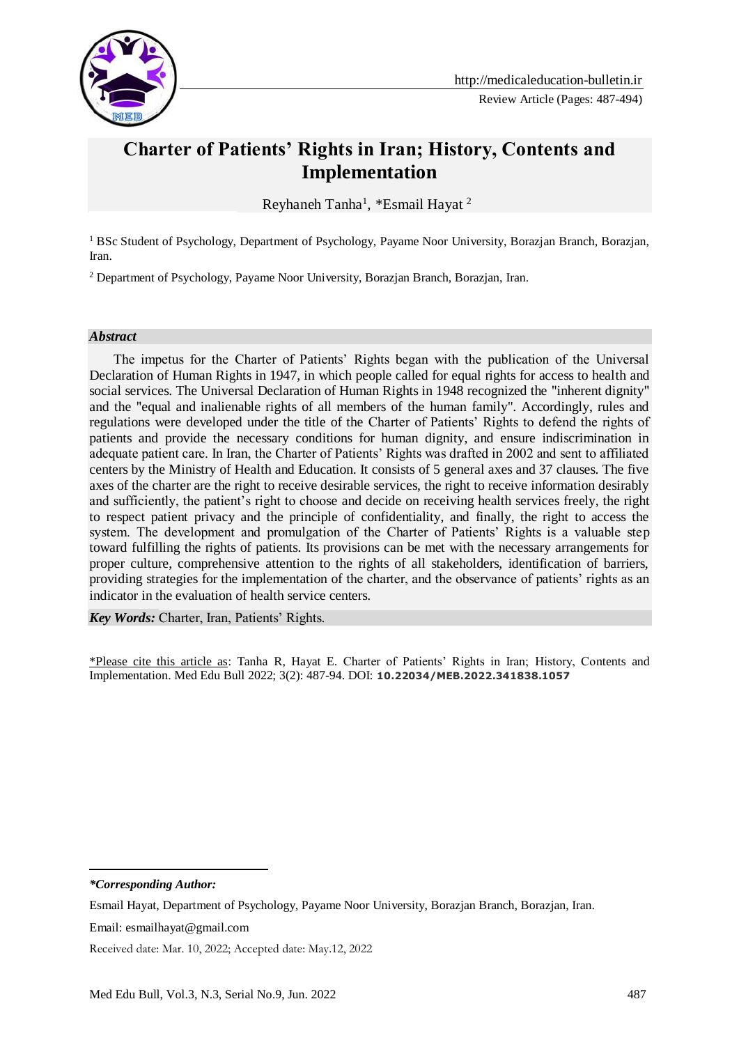# Charter of Patients' Rights in Iran; History, Contents and Implementation

Reyhaneh Tanha[1], *Esmail Hayat [2]

[1] BSc Student of Psychology, Department of Psychology, Payame Noor University, Borazjan Branch, Borazjan, Iran.

[2] Department of Psychology, Payame Noor University, Borazjan Branch, Borazjan, Iran.

### *Abstract*

The impetus for the Charter of Patients' Rights began with the publication of the Universal Declaration of Human Rights in 1947, in which people called for equal rights for access to health and social services. The Universal Declaration of Human Rights in 1948 recognized the "inherent dignity" and the "equal and inalienable rights of all members of the human family". Accordingly, rules and regulations were developed under the title of the Charter of Patients' Rights to defend the rights of patients and provide the necessary conditions for human dignity, and ensure indiscrimination in adequate patient care. In Iran, the Charter of Patients' Rights was drafted in 2002 and sent to affiliated centers by the Ministry of Health and Education. It consists of 5 general axes and 37 clauses. The five axes of the charter are the right to receive desirable services, the right to receive information desirably and sufficiently, the patient's right to choose and decide on receiving health services freely, the right to respect patient privacy and the principle of confidentiality, and finally, the right to access the system. The development and promulgation of the Charter of Patients' Rights is a valuable step toward fulfilling the rights of patients. Its provisions can be met with the necessary arrangements for proper culture, comprehensive attention to the rights of all stakeholders, identification of barriers, providing strategies for the implementation of the charter, and the observance of patients' rights as an indicator in the evaluation of health service centers.

***Key Words:*** Charter, Iran, Patients' Rights.

\*Please cite this article as: Tanha R, Hayat E. Charter of Patients' Rights in Iran; History, Contents and Implementation. Med Edu Bull 2022; 3(2): 487-94. DOI: **10.22034/MEB.2022.341838.1057**

---

***\*Corresponding Author:***

Esmail Hayat, Department of Psychology, Payame Noor University, Borazjan Branch, Borazjan, Iran.

Email: esmailhayat@gmail.com

Received date: Mar. 10, 2022; Accepted date: May.12, 2022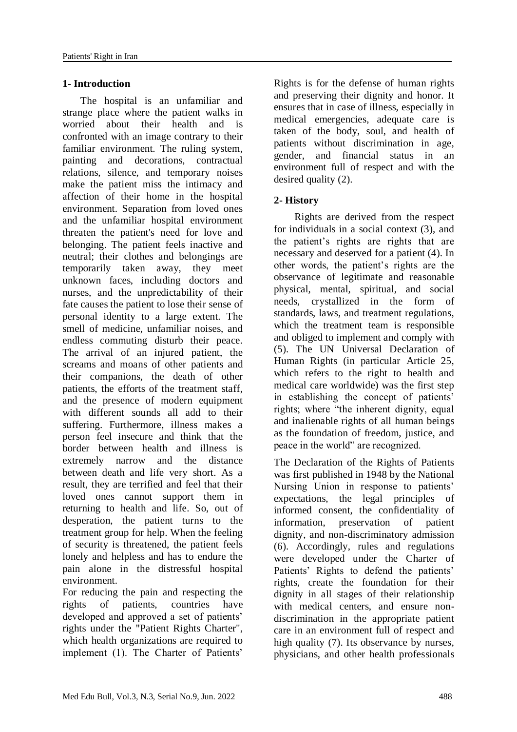## 1- Introduction

The hospital is an unfamiliar and strange place where the patient walks in worried about their health and is confronted with an image contrary to their familiar environment. The ruling system, painting and decorations, contractual relations, silence, and temporary noises make the patient miss the intimacy and affection of their home in the hospital environment. Separation from loved ones and the unfamiliar hospital environment threaten the patient's need for love and belonging. The patient feels inactive and neutral; their clothes and belongings are temporarily taken away, they meet unknown faces, including doctors and nurses, and the unpredictability of their fate causes the patient to lose their sense of personal identity to a large extent. The smell of medicine, unfamiliar noises, and endless commuting disturb their peace. The arrival of an injured patient, the screams and moans of other patients and their companions, the death of other patients, the efforts of the treatment staff, and the presence of modern equipment with different sounds all add to their suffering. Furthermore, illness makes a person feel insecure and think that the border between health and illness is extremely narrow and the distance between death and life very short. As a result, they are terrified and feel that their loved ones cannot support them in returning to health and life. So, out of desperation, the patient turns to the treatment group for help. When the feeling of security is threatened, the patient feels lonely and helpless and has to endure the pain alone in the distressful hospital environment.

For reducing the pain and respecting the rights of patients, countries have developed and approved a set of patients' rights under the "Patient Rights Charter", which health organizations are required to implement (1). The Charter of Patients' Rights is for the defense of human rights and preserving their dignity and honor. It ensures that in case of illness, especially in medical emergencies, adequate care is taken of the body, soul, and health of patients without discrimination in age, gender, and financial status in an environment full of respect and with the desired quality (2).

## 2- History

Rights are derived from the respect for individuals in a social context (3), and the patient's rights are rights that are necessary and deserved for a patient (4). In other words, the patient's rights are the observance of legitimate and reasonable physical, mental, spiritual, and social needs, crystallized in the form of standards, laws, and treatment regulations, which the treatment team is responsible and obliged to implement and comply with (5). The UN Universal Declaration of Human Rights (in particular Article 25, which refers to the right to health and medical care worldwide) was the first step in establishing the concept of patients' rights; where "the inherent dignity, equal and inalienable rights of all human beings as the foundation of freedom, justice, and peace in the world" are recognized.

The Declaration of the Rights of Patients was first published in 1948 by the National Nursing Union in response to patients' expectations, the legal principles of informed consent, the confidentiality of information, preservation of patient dignity, and non-discriminatory admission (6). Accordingly, rules and regulations were developed under the Charter of Patients' Rights to defend the patients' rights, create the foundation for their dignity in all stages of their relationship with medical centers, and ensure non-discrimination in the appropriate patient care in an environment full of respect and high quality (7). Its observance by nurses, physicians, and other health professionals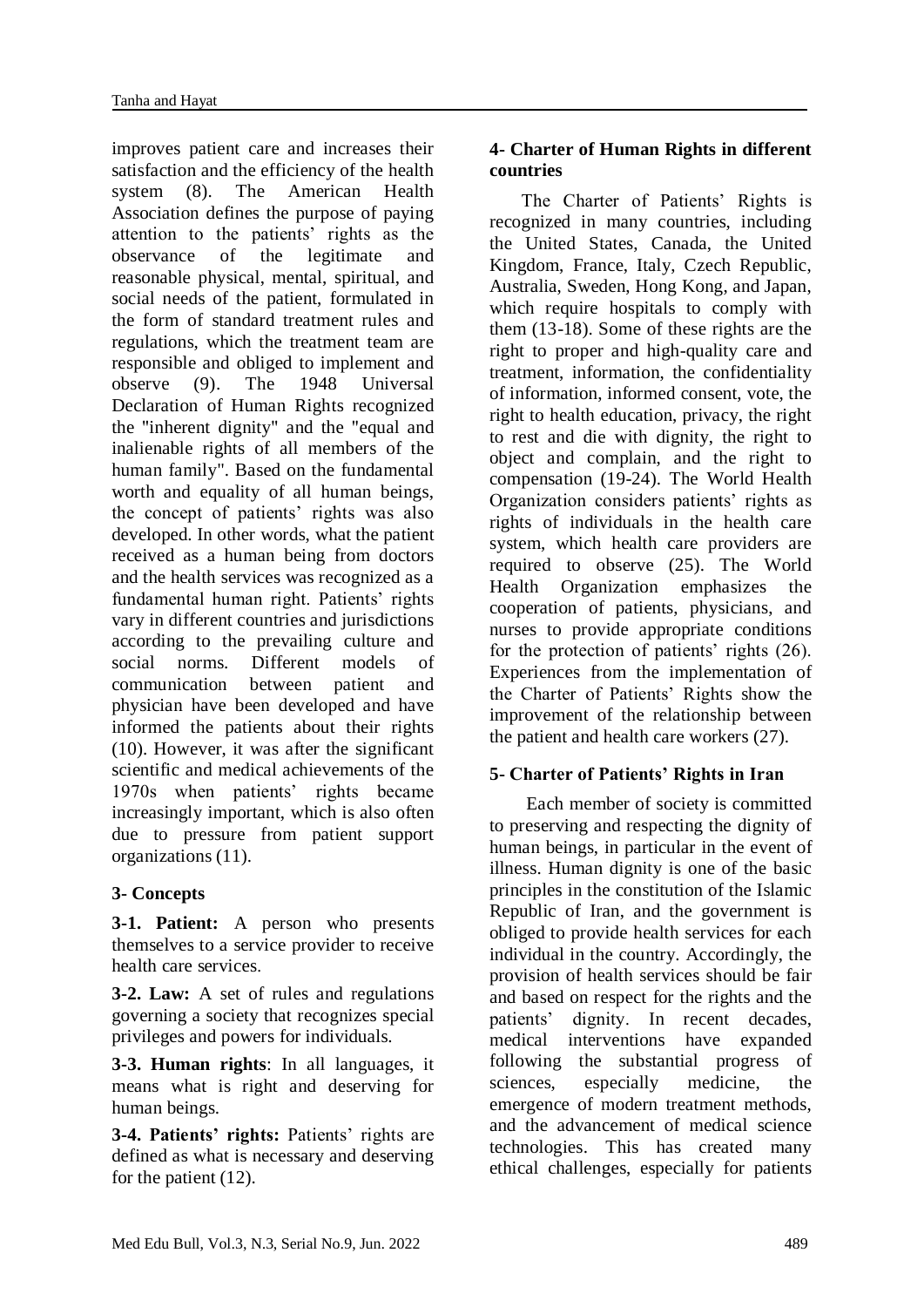improves patient care and increases their satisfaction and the efficiency of the health system (8). The American Health Association defines the purpose of paying attention to the patients' rights as the observance of the legitimate and reasonable physical, mental, spiritual, and social needs of the patient, formulated in the form of standard treatment rules and regulations, which the treatment team are responsible and obliged to implement and observe (9). The 1948 Universal Declaration of Human Rights recognized the "inherent dignity" and the "equal and inalienable rights of all members of the human family". Based on the fundamental worth and equality of all human beings, the concept of patients' rights was also developed. In other words, what the patient received as a human being from doctors and the health services was recognized as a fundamental human right. Patients' rights vary in different countries and jurisdictions according to the prevailing culture and social norms. Different models of communication between patient and physician have been developed and have informed the patients about their rights (10). However, it was after the significant scientific and medical achievements of the 1970s when patients' rights became increasingly important, which is also often due to pressure from patient support organizations (11).

## 3- Concepts

**3-1. Patient:** A person who presents themselves to a service provider to receive health care services.

**3-2. Law:** A set of rules and regulations governing a society that recognizes special privileges and powers for individuals.

**3-3. Human rights**: In all languages, it means what is right and deserving for human beings.

**3-4. Patients' rights:** Patients' rights are defined as what is necessary and deserving for the patient (12).

## 4- Charter of Human Rights in different countries

The Charter of Patients' Rights is recognized in many countries, including the United States, Canada, the United Kingdom, France, Italy, Czech Republic, Australia, Sweden, Hong Kong, and Japan, which require hospitals to comply with them (13-18). Some of these rights are the right to proper and high-quality care and treatment, information, the confidentiality of information, informed consent, vote, the right to health education, privacy, the right to rest and die with dignity, the right to object and complain, and the right to compensation (19-24). The World Health Organization considers patients' rights as rights of individuals in the health care system, which health care providers are required to observe (25). The World Health Organization emphasizes the cooperation of patients, physicians, and nurses to provide appropriate conditions for the protection of patients' rights (26). Experiences from the implementation of the Charter of Patients' Rights show the improvement of the relationship between the patient and health care workers (27).

## 5- Charter of Patients' Rights in Iran

Each member of society is committed to preserving and respecting the dignity of human beings, in particular in the event of illness. Human dignity is one of the basic principles in the constitution of the Islamic Republic of Iran, and the government is obliged to provide health services for each individual in the country. Accordingly, the provision of health services should be fair and based on respect for the rights and the patients' dignity. In recent decades, medical interventions have expanded following the substantial progress of sciences, especially medicine, the emergence of modern treatment methods, and the advancement of medical science technologies. This has created many ethical challenges, especially for patients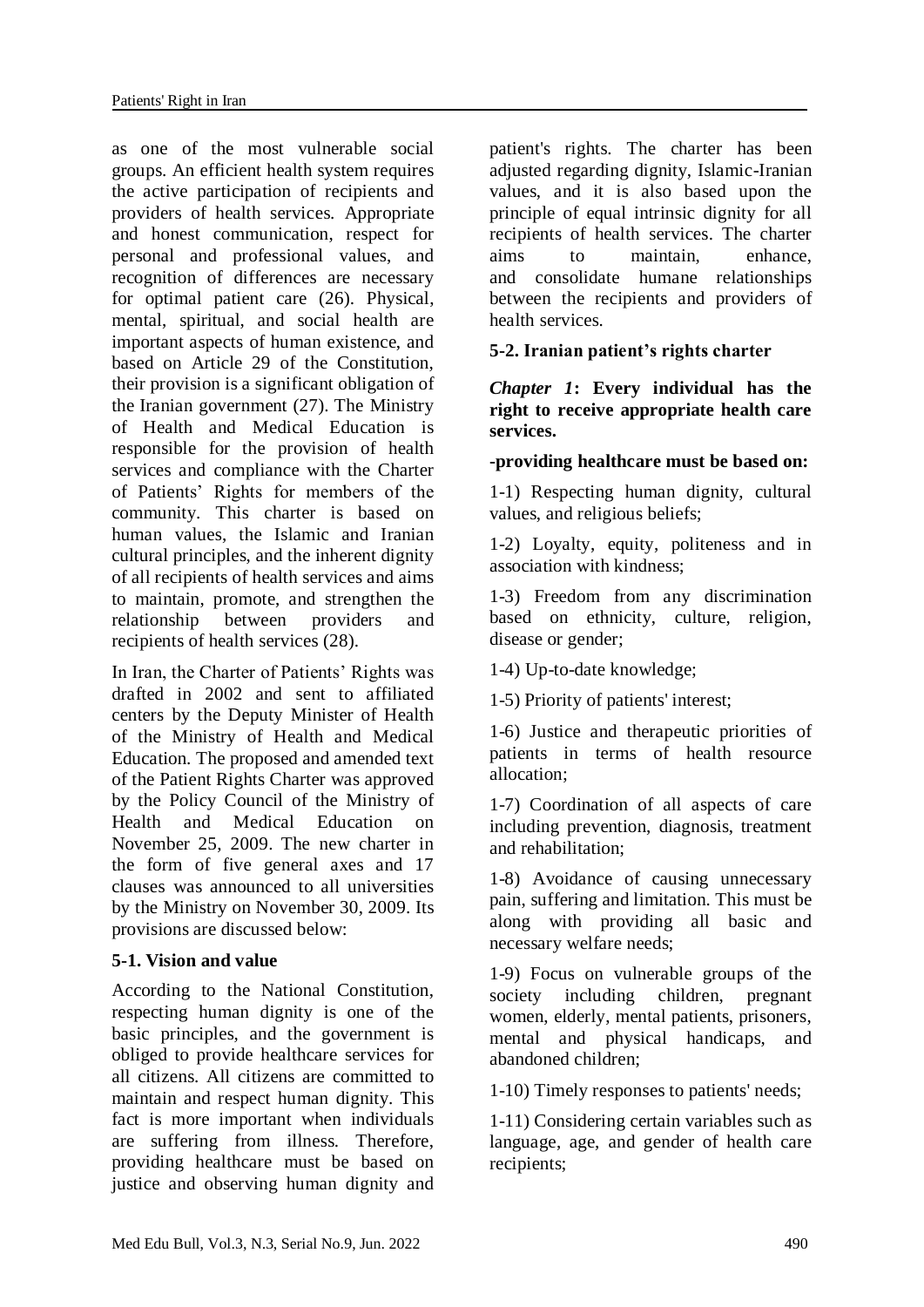as one of the most vulnerable social groups. An efficient health system requires the active participation of recipients and providers of health services. Appropriate and honest communication, respect for personal and professional values, and recognition of differences are necessary for optimal patient care (26). Physical, mental, spiritual, and social health are important aspects of human existence, and based on Article 29 of the Constitution, their provision is a significant obligation of the Iranian government (27). The Ministry of Health and Medical Education is responsible for the provision of health services and compliance with the Charter of Patients' Rights for members of the community. This charter is based on human values, the Islamic and Iranian cultural principles, and the inherent dignity of all recipients of health services and aims to maintain, promote, and strengthen the relationship between providers and recipients of health services (28).

In Iran, the Charter of Patients' Rights was drafted in 2002 and sent to affiliated centers by the Deputy Minister of Health of the Ministry of Health and Medical Education. The proposed and amended text of the Patient Rights Charter was approved by the Policy Council of the Ministry of Health and Medical Education on November 25, 2009. The new charter in the form of five general axes and 17 clauses was announced to all universities by the Ministry on November 30, 2009. Its provisions are discussed below:

### 5-1. Vision and value

According to the National Constitution, respecting human dignity is one of the basic principles, and the government is obliged to provide healthcare services for all citizens. All citizens are committed to maintain and respect human dignity. This fact is more important when individuals are suffering from illness. Therefore, providing healthcare must be based on justice and observing human dignity and patient's rights. The charter has been adjusted regarding dignity, Islamic-Iranian values, and it is also based upon the principle of equal intrinsic dignity for all recipients of health services. The charter aims to maintain, enhance, and consolidate humane relationships between the recipients and providers of health services.

### 5-2. Iranian patient's rights charter

***Chapter 1*: Every individual has the right to receive appropriate health care services.**

**-providing healthcare must be based on:**

1-1) Respecting human dignity, cultural values, and religious beliefs;

1-2) Loyalty, equity, politeness and in association with kindness;

1-3) Freedom from any discrimination based on ethnicity, culture, religion, disease or gender;

1-4) Up-to-date knowledge;

1-5) Priority of patients' interest;

1-6) Justice and therapeutic priorities of patients in terms of health resource allocation;

1-7) Coordination of all aspects of care including prevention, diagnosis, treatment and rehabilitation;

1-8) Avoidance of causing unnecessary pain, suffering and limitation. This must be along with providing all basic and necessary welfare needs;

1-9) Focus on vulnerable groups of the society including children, pregnant women, elderly, mental patients, prisoners, mental and physical handicaps, and abandoned children;

1-10) Timely responses to patients' needs;

1-11) Considering certain variables such as language, age, and gender of health care recipients;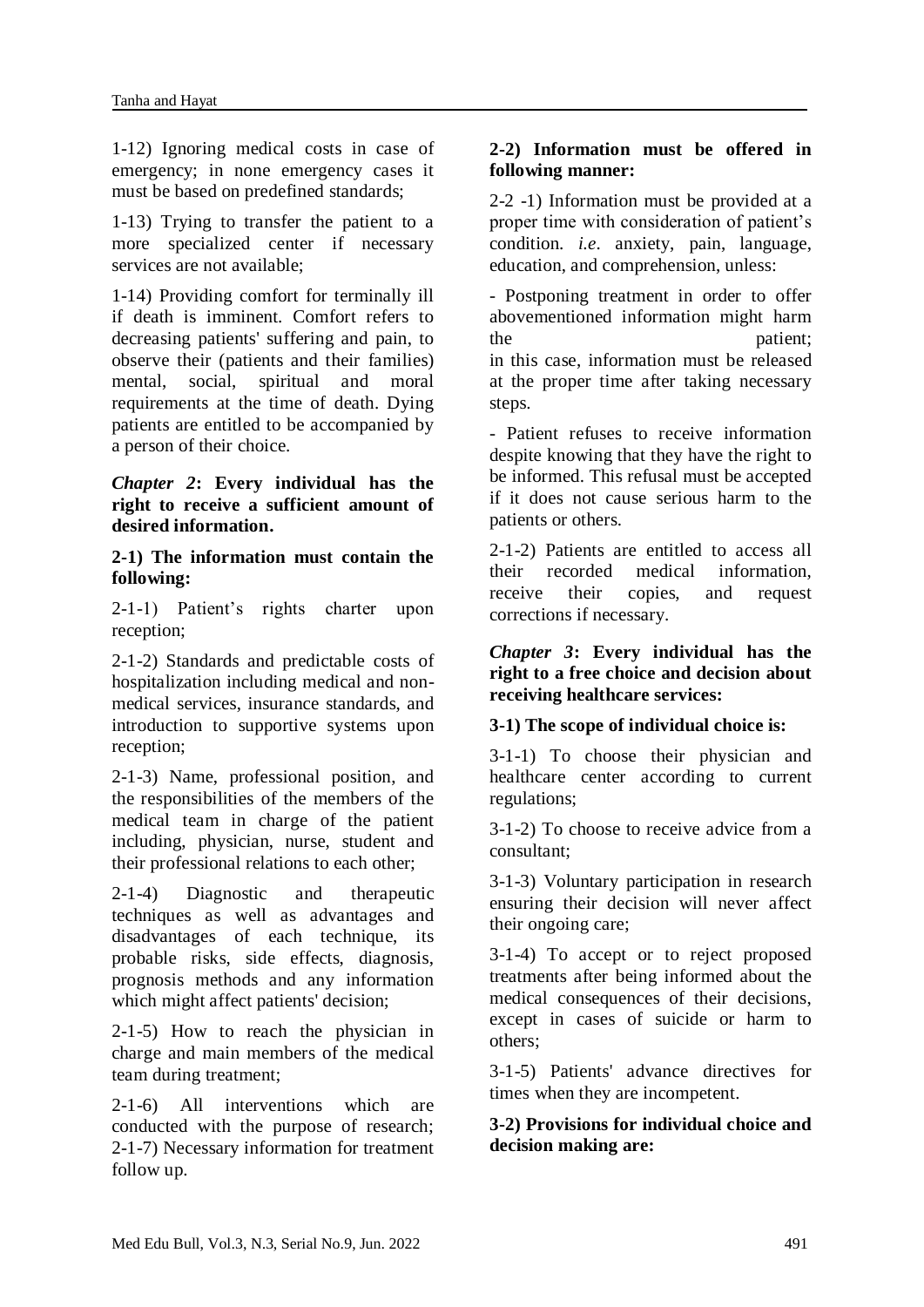1-12) Ignoring medical costs in case of emergency; in none emergency cases it must be based on predefined standards;

1-13) Trying to transfer the patient to a more specialized center if necessary services are not available;

1-14) Providing comfort for terminally ill if death is imminent. Comfort refers to decreasing patients' suffering and pain, to observe their (patients and their families) mental, social, spiritual and moral requirements at the time of death. Dying patients are entitled to be accompanied by a person of their choice.

***Chapter 2*: Every individual has the right to receive a sufficient amount of desired information.**

**2-1) The information must contain the following:**

2-1-1) Patient's rights charter upon reception;

2-1-2) Standards and predictable costs of hospitalization including medical and non-medical services, insurance standards, and introduction to supportive systems upon reception;

2-1-3) Name, professional position, and the responsibilities of the members of the medical team in charge of the patient including, physician, nurse, student and their professional relations to each other;

2-1-4) Diagnostic and therapeutic techniques as well as advantages and disadvantages of each technique, its probable risks, side effects, diagnosis, prognosis methods and any information which might affect patients' decision;

2-1-5) How to reach the physician in charge and main members of the medical team during treatment;

2-1-6) All interventions which are conducted with the purpose of research;
2-1-7) Necessary information for treatment follow up.

**2-2) Information must be offered in following manner:**

2-2 -1) Information must be provided at a proper time with consideration of patient's condition. *i.e*. anxiety, pain, language, education, and comprehension, unless:

- Postponing treatment in order to offer abovementioned information might harm the patient;
in this case, information must be released at the proper time after taking necessary steps.

- Patient refuses to receive information despite knowing that they have the right to be informed. This refusal must be accepted if it does not cause serious harm to the patients or others.

2-1-2) Patients are entitled to access all their recorded medical information, receive their copies, and request corrections if necessary.

***Chapter 3*: Every individual has the right to a free choice and decision about receiving healthcare services:**

**3-1) The scope of individual choice is:**

3-1-1) To choose their physician and healthcare center according to current regulations;

3-1-2) To choose to receive advice from a consultant;

3-1-3) Voluntary participation in research ensuring their decision will never affect their ongoing care;

3-1-4) To accept or to reject proposed treatments after being informed about the medical consequences of their decisions, except in cases of suicide or harm to others;

3-1-5) Patients' advance directives for times when they are incompetent.

**3-2) Provisions for individual choice and decision making are:**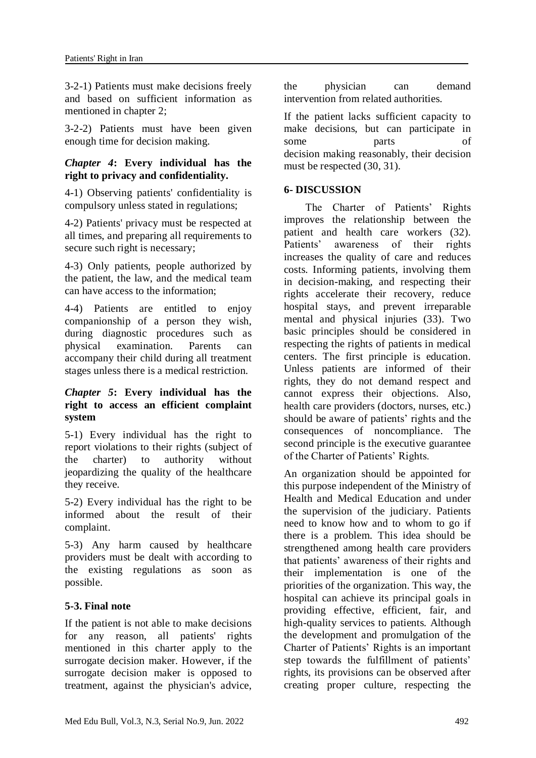3-2-1) Patients must make decisions freely and based on sufficient information as mentioned in chapter 2;

3-2-2) Patients must have been given enough time for decision making.

### *Chapter 4*: Every individual has the right to privacy and confidentiality.

4-1) Observing patients' confidentiality is compulsory unless stated in regulations;

4-2) Patients' privacy must be respected at all times, and preparing all requirements to secure such right is necessary;

4-3) Only patients, people authorized by the patient, the law, and the medical team can have access to the information;

4-4) Patients are entitled to enjoy companionship of a person they wish, during diagnostic procedures such as physical examination. Parents can accompany their child during all treatment stages unless there is a medical restriction.

### *Chapter 5*: Every individual has the right to access an efficient complaint system

5-1) Every individual has the right to report violations to their rights (subject of the charter) to authority without jeopardizing the quality of the healthcare they receive.

5-2) Every individual has the right to be informed about the result of their complaint.

5-3) Any harm caused by healthcare providers must be dealt with according to the existing regulations as soon as possible.

### 5-3. Final note

If the patient is not able to make decisions for any reason, all patients' rights mentioned in this charter apply to the surrogate decision maker. However, if the surrogate decision maker is opposed to treatment, against the physician's advice, the physician can demand intervention from related authorities.

If the patient lacks sufficient capacity to make decisions, but can participate in some parts of decision making reasonably, their decision must be respected (30, 31).

## 6- DISCUSSION

The Charter of Patients' Rights improves the relationship between the patient and health care workers (32). Patients' awareness of their rights increases the quality of care and reduces costs. Informing patients, involving them in decision-making, and respecting their rights accelerate their recovery, reduce hospital stays, and prevent irreparable mental and physical injuries (33). Two basic principles should be considered in respecting the rights of patients in medical centers. The first principle is education. Unless patients are informed of their rights, they do not demand respect and cannot express their objections. Also, health care providers (doctors, nurses, etc.) should be aware of patients' rights and the consequences of noncompliance. The second principle is the executive guarantee of the Charter of Patients' Rights.

An organization should be appointed for this purpose independent of the Ministry of Health and Medical Education and under the supervision of the judiciary. Patients need to know how and to whom to go if there is a problem. This idea should be strengthened among health care providers that patients' awareness of their rights and their implementation is one of the priorities of the organization. This way, the hospital can achieve its principal goals in providing effective, efficient, fair, and high-quality services to patients. Although the development and promulgation of the Charter of Patients' Rights is an important step towards the fulfillment of patients' rights, its provisions can be observed after creating proper culture, respecting the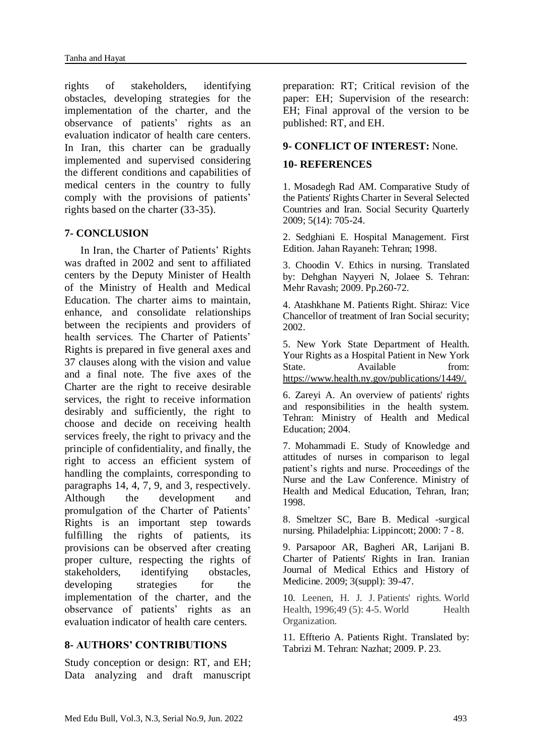rights of stakeholders, identifying obstacles, developing strategies for the implementation of the charter, and the observance of patients' rights as an evaluation indicator of health care centers. In Iran, this charter can be gradually implemented and supervised considering the different conditions and capabilities of medical centers in the country to fully comply with the provisions of patients' rights based on the charter (33-35).

## 7- CONCLUSION

In Iran, the Charter of Patients' Rights was drafted in 2002 and sent to affiliated centers by the Deputy Minister of Health of the Ministry of Health and Medical Education. The charter aims to maintain, enhance, and consolidate relationships between the recipients and providers of health services. The Charter of Patients' Rights is prepared in five general axes and 37 clauses along with the vision and value and a final note. The five axes of the Charter are the right to receive desirable services, the right to receive information desirably and sufficiently, the right to choose and decide on receiving health services freely, the right to privacy and the principle of confidentiality, and finally, the right to access an efficient system of handling the complaints, corresponding to paragraphs 14, 4, 7, 9, and 3, respectively. Although the development and promulgation of the Charter of Patients' Rights is an important step towards fulfilling the rights of patients, its provisions can be observed after creating proper culture, respecting the rights of stakeholders, identifying obstacles, developing strategies for the implementation of the charter, and the observance of patients' rights as an evaluation indicator of health care centers.

## 8- AUTHORS' CONTRIBUTIONS

Study conception or design: RT, and EH; Data analyzing and draft manuscript preparation: RT; Critical revision of the paper: EH; Supervision of the research: EH; Final approval of the version to be published: RT, and EH.

## 9- CONFLICT OF INTEREST: None.

## 10- REFERENCES

1. Mosadegh Rad AM. Comparative Study of the Patients' Rights Charter in Several Selected Countries and Iran. Social Security Quarterly 2009; 5(14): 705-24.

2. Sedghiani E. Hospital Management. First Edition. Jahan Rayaneh: Tehran; 1998.

3. Choodin V. Ethics in nursing. Translated by: Dehghan Nayyeri N, Jolaee S. Tehran: Mehr Ravash; 2009. Pp.260-72.

4. Atashkhane M. Patients Right. Shiraz: Vice Chancellor of treatment of Iran Social security; 2002.

5. New York State Department of Health. Your Rights as a Hospital Patient in New York State. Available from: https://www.health.ny.gov/publications/1449/.

6. Zareyi A. An overview of patients' rights and responsibilities in the health system. Tehran: Ministry of Health and Medical Education; 2004.

7. Mohammadi E. Study of Knowledge and attitudes of nurses in comparison to legal patient's rights and nurse. Proceedings of the Nurse and the Law Conference. Ministry of Health and Medical Education, Tehran, Iran; 1998.

8. Smeltzer SC, Bare B. Medical -surgical nursing. Philadelphia: Lippincott; 2000: 7 - 8.

9. Parsapoor AR, Bagheri AR, Larijani B. Charter of Patients' Rights in Iran. Iranian Journal of Medical Ethics and History of Medicine. 2009; 3(suppl): 39-47.

10. Leenen, H. J. J. Patients' rights. World Health, 1996;49 (5): 4-5. World Health Organization.

11. Effterio A. Patients Right. Translated by: Tabrizi M. Tehran: Nazhat; 2009. P. 23.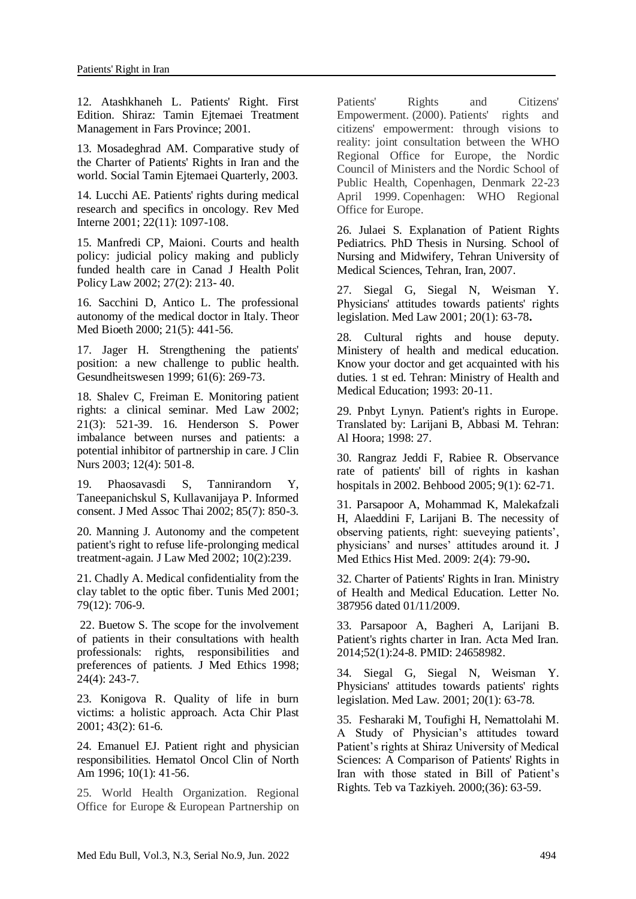12. Atashkhaneh L. Patients' Right. First Edition. Shiraz: Tamin Ejtemaei Treatment Management in Fars Province; 2001.

13. Mosadeghrad AM. Comparative study of the Charter of Patients' Rights in Iran and the world. Social Tamin Ejtemaei Quarterly, 2003.

14. Lucchi AE. Patients' rights during medical research and specifics in oncology. Rev Med Interne 2001; 22(11): 1097-108.

15. Manfredi CP, Maioni. Courts and health policy: judicial policy making and publicly funded health care in Canad J Health Polit Policy Law 2002; 27(2): 213- 40.

16. Sacchini D, Antico L. The professional autonomy of the medical doctor in Italy. Theor Med Bioeth 2000; 21(5): 441-56.

17. Jager H. Strengthening the patients' position: a new challenge to public health. Gesundheitswesen 1999; 61(6): 269-73.

18. Shalev C, Freiman E. Monitoring patient rights: a clinical seminar. Med Law 2002; 21(3): 521-39. 16. Henderson S. Power imbalance between nurses and patients: a potential inhibitor of partnership in care. J Clin Nurs 2003; 12(4): 501-8.

19. Phaosavasdi S, Tannirandorn Y, Taneepanichskul S, Kullavanijaya P. Informed consent. J Med Assoc Thai 2002; 85(7): 850-3.

20. Manning J. Autonomy and the competent patient's right to refuse life-prolonging medical treatment-again. J Law Med 2002; 10(2):239.

21. Chadly A. Medical confidentiality from the clay tablet to the optic fiber. Tunis Med 2001; 79(12): 706-9.

22. Buetow S. The scope for the involvement of patients in their consultations with health professionals: rights, responsibilities and preferences of patients. J Med Ethics 1998; 24(4): 243-7.

23. Konigova R. Quality of life in burn victims: a holistic approach. Acta Chir Plast 2001; 43(2): 61-6.

24. Emanuel EJ. Patient right and physician responsibilities. Hematol Oncol Clin of North Am 1996; 10(1): 41-56.

25. World Health Organization. Regional Office for Europe & European Partnership on Patients' Rights and Citizens' Empowerment. (2000). Patients' rights and citizens' empowerment: through visions to reality: joint consultation between the WHO Regional Office for Europe, the Nordic Council of Ministers and the Nordic School of Public Health, Copenhagen, Denmark 22-23 April 1999. Copenhagen: WHO Regional Office for Europe.

26. Julaei S. Explanation of Patient Rights Pediatrics. PhD Thesis in Nursing. School of Nursing and Midwifery, Tehran University of Medical Sciences, Tehran, Iran, 2007.

27. Siegal G, Siegal N, Weisman Y. Physicians' attitudes towards patients' rights legislation. Med Law 2001; 20(1): 63-78**.**

28. Cultural rights and house deputy. Ministery of health and medical education. Know your doctor and get acquainted with his duties. 1 st ed. Tehran: Ministry of Health and Medical Education; 1993: 20-11.

29. Pnbyt Lynyn. Patient's rights in Europe. Translated by: Larijani B, Abbasi M. Tehran: Al Hoora; 1998: 27.

30. Rangraz Jeddi F, Rabiee R. Observance rate of patients' bill of rights in kashan hospitals in 2002. Behbood 2005; 9(1): 62-71.

31. Parsapoor A, Mohammad K, Malekafzali H, Alaeddini F, Larijani B. The necessity of observing patients, right: sueveying patients', physicians' and nurses' attitudes around it. J Med Ethics Hist Med. 2009: 2(4): 79-90**.**

32. Charter of Patients' Rights in Iran. Ministry of Health and Medical Education. Letter No. 387956 dated 01/11/2009.

33. Parsapoor A, Bagheri A, Larijani B. Patient's rights charter in Iran. Acta Med Iran. 2014;52(1):24-8. PMID: 24658982.

34. Siegal G, Siegal N, Weisman Y. Physicians' attitudes towards patients' rights legislation. Med Law. 2001; 20(1): 63-78.

35. Fesharaki M, Toufighi H, Nemattolahi M. A Study of Physician's attitudes toward Patient's rights at Shiraz University of Medical Sciences: A Comparison of Patients' Rights in Iran with those stated in Bill of Patient's Rights. Teb va Tazkiyeh. 2000;(36): 63-59.